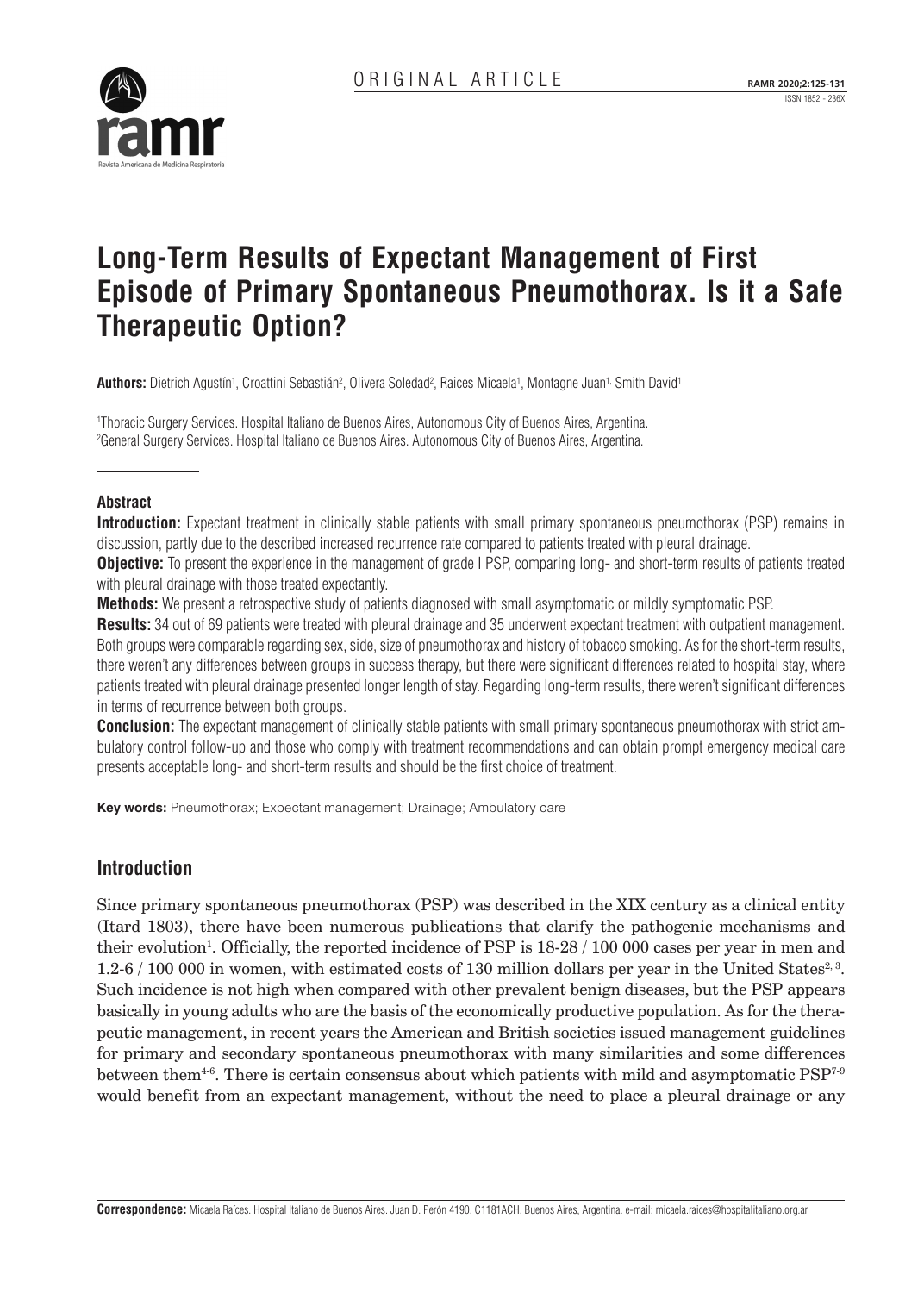ORIGINAL ARTICLE

# Long-Term Results of Expectant Management of First Episode of Primary Spontaneous Pneumothorax. Is it a Safe Therapeutic Option?

**Authors:** Dietrich Agustín[1], Croattini Sebastián[2], Olivera Soledad[2], Raices Micaela[1], Montagne Juan[1], Smith David[1]

[1]Thoracic Surgery Services. Hospital Italiano de Buenos Aires, Autonomous City of Buenos Aires, Argentina.
[2]General Surgery Services. Hospital Italiano de Buenos Aires. Autonomous City of Buenos Aires, Argentina.

#### Abstract

**Introduction:** Expectant treatment in clinically stable patients with small primary spontaneous pneumothorax (PSP) remains in discussion, partly due to the described increased recurrence rate compared to patients treated with pleural drainage.

**Objective:** To present the experience in the management of grade I PSP, comparing long- and short-term results of patients treated with pleural drainage with those treated expectantly.

**Methods:** We present a retrospective study of patients diagnosed with small asymptomatic or mildly symptomatic PSP.

**Results:** 34 out of 69 patients were treated with pleural drainage and 35 underwent expectant treatment with outpatient management. Both groups were comparable regarding sex, side, size of pneumothorax and history of tobacco smoking. As for the short-term results, there weren't any differences between groups in success therapy, but there were significant differences related to hospital stay, where patients treated with pleural drainage presented longer length of stay. Regarding long-term results, there weren't significant differences in terms of recurrence between both groups.

**Conclusion:** The expectant management of clinically stable patients with small primary spontaneous pneumothorax with strict ambulatory control follow-up and those who comply with treatment recommendations and can obtain prompt emergency medical care presents acceptable long- and short-term results and should be the first choice of treatment.

**Key words:** Pneumothorax; Expectant management; Drainage; Ambulatory care

## Introduction

Since primary spontaneous pneumothorax (PSP) was described in the XIX century as a clinical entity (Itard 1803), there have been numerous publications that clarify the pathogenic mechanisms and their evolution[1]. Officially, the reported incidence of PSP is 18-28 / 100 000 cases per year in men and 1.2-6 / 100 000 in women, with estimated costs of 130 million dollars per year in the United States[2, 3]. Such incidence is not high when compared with other prevalent benign diseases, but the PSP appears basically in young adults who are the basis of the economically productive population. As for the therapeutic management, in recent years the American and British societies issued management guidelines for primary and secondary spontaneous pneumothorax with many similarities and some differences between them[4-6]. There is certain consensus about which patients with mild and asymptomatic PSP[7-9] would benefit from an expectant management, without the need to place a pleural drainage or any

**Correspondence:** Micaela Raíces. Hospital Italiano de Buenos Aires. Juan D. Perón 4190. C1181ACH. Buenos Aires, Argentina. e-mail: micaela.raices@hospitalitaliano.org.ar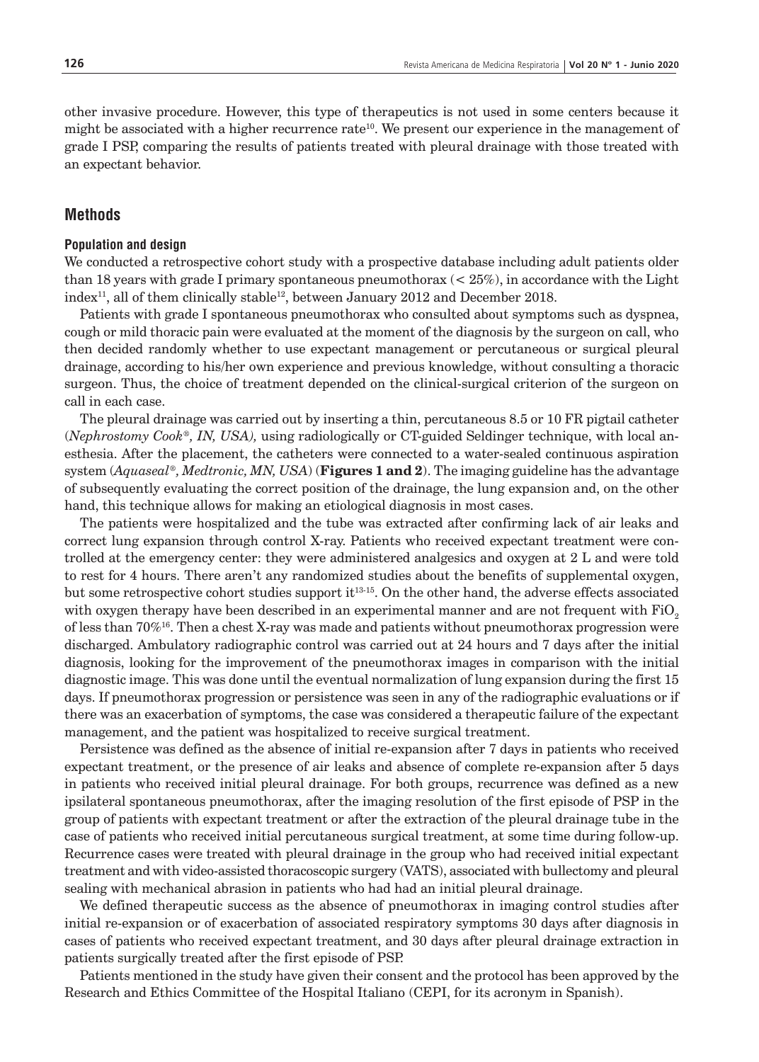other invasive procedure. However, this type of therapeutics is not used in some centers because it might be associated with a higher recurrence rate[10]. We present our experience in the management of grade I PSP, comparing the results of patients treated with pleural drainage with those treated with an expectant behavior.

## Methods

### Population and design

We conducted a retrospective cohort study with a prospective database including adult patients older than 18 years with grade I primary spontaneous pneumothorax (< 25%), in accordance with the Light index[11], all of them clinically stable[12], between January 2012 and December 2018.

Patients with grade I spontaneous pneumothorax who consulted about symptoms such as dyspnea, cough or mild thoracic pain were evaluated at the moment of the diagnosis by the surgeon on call, who then decided randomly whether to use expectant management or percutaneous or surgical pleural drainage, according to his/her own experience and previous knowledge, without consulting a thoracic surgeon. Thus, the choice of treatment depended on the clinical-surgical criterion of the surgeon on call in each case.

The pleural drainage was carried out by inserting a thin, percutaneous 8.5 or 10 FR pigtail catheter (*Nephrostomy Cook®, IN, USA),* using radiologically or CT-guided Seldinger technique, with local anesthesia. After the placement, the catheters were connected to a water-sealed continuous aspiration system (*Aquaseal®, Medtronic, MN, USA*) (**Figures 1 and 2**). The imaging guideline has the advantage of subsequently evaluating the correct position of the drainage, the lung expansion and, on the other hand, this technique allows for making an etiological diagnosis in most cases.

The patients were hospitalized and the tube was extracted after confirming lack of air leaks and correct lung expansion through control X-ray. Patients who received expectant treatment were controlled at the emergency center: they were administered analgesics and oxygen at 2 L and were told to rest for 4 hours. There aren't any randomized studies about the benefits of supplemental oxygen, but some retrospective cohort studies support it[13-15]. On the other hand, the adverse effects associated with oxygen therapy have been described in an experimental manner and are not frequent with $FiO_2$ of less than 70%[16]. Then a chest X-ray was made and patients without pneumothorax progression were discharged. Ambulatory radiographic control was carried out at 24 hours and 7 days after the initial diagnosis, looking for the improvement of the pneumothorax images in comparison with the initial diagnostic image. This was done until the eventual normalization of lung expansion during the first 15 days. If pneumothorax progression or persistence was seen in any of the radiographic evaluations or if there was an exacerbation of symptoms, the case was considered a therapeutic failure of the expectant management, and the patient was hospitalized to receive surgical treatment.

Persistence was defined as the absence of initial re-expansion after 7 days in patients who received expectant treatment, or the presence of air leaks and absence of complete re-expansion after 5 days in patients who received initial pleural drainage. For both groups, recurrence was defined as a new ipsilateral spontaneous pneumothorax, after the imaging resolution of the first episode of PSP in the group of patients with expectant treatment or after the extraction of the pleural drainage tube in the case of patients who received initial percutaneous surgical treatment, at some time during follow-up. Recurrence cases were treated with pleural drainage in the group who had received initial expectant treatment and with video-assisted thoracoscopic surgery (VATS), associated with bullectomy and pleural sealing with mechanical abrasion in patients who had had an initial pleural drainage.

We defined therapeutic success as the absence of pneumothorax in imaging control studies after initial re-expansion or of exacerbation of associated respiratory symptoms 30 days after diagnosis in cases of patients who received expectant treatment, and 30 days after pleural drainage extraction in patients surgically treated after the first episode of PSP.

Patients mentioned in the study have given their consent and the protocol has been approved by the Research and Ethics Committee of the Hospital Italiano (CEPI, for its acronym in Spanish).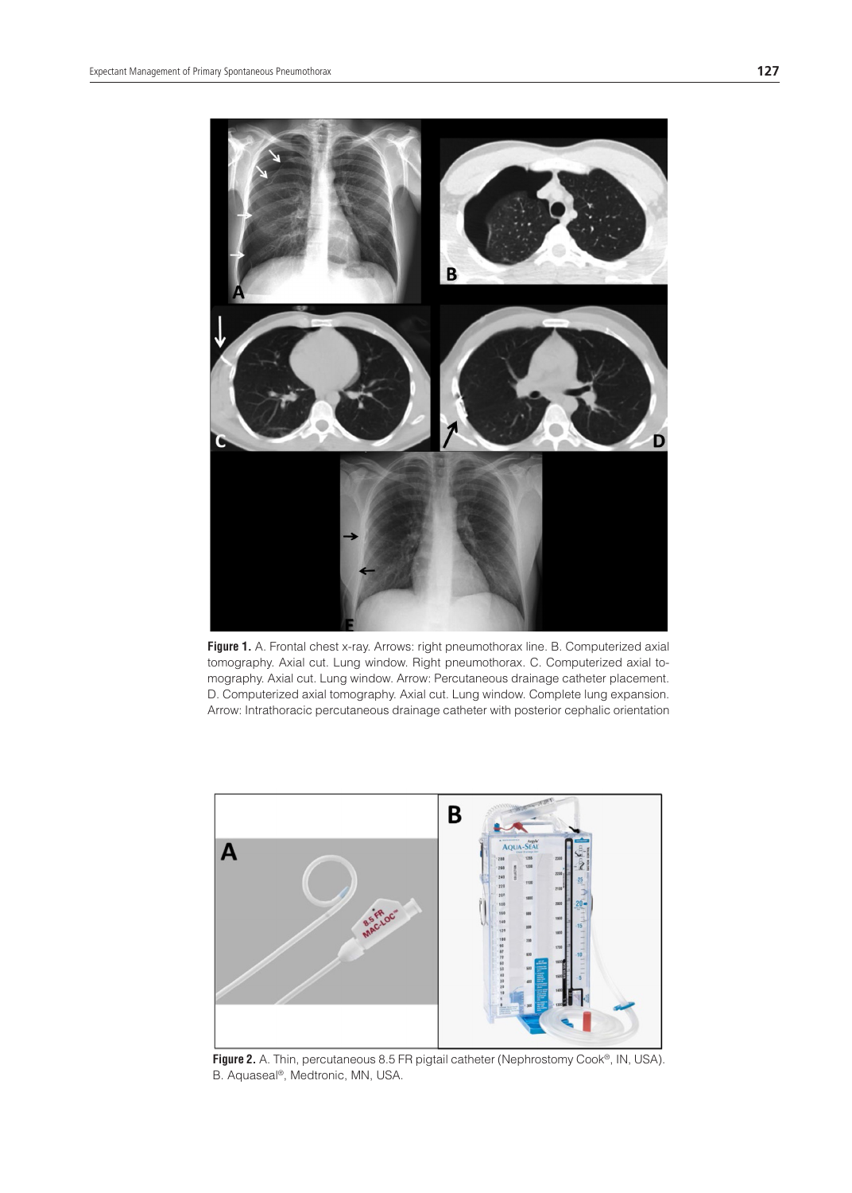**Figure 1.** A. Frontal chest x-ray. Arrows: right pneumothorax line. B. Computerized axial tomography. Axial cut. Lung window. Right pneumothorax. C. Computerized axial tomography. Axial cut. Lung window. Arrow: Percutaneous drainage catheter placement. D. Computerized axial tomography. Axial cut. Lung window. Complete lung expansion. Arrow: Intrathoracic percutaneous drainage catheter with posterior cephalic orientation

**Figure 2.** A. Thin, percutaneous 8.5 FR pigtail catheter (Nephrostomy Cook®, IN, USA). B. Aquaseal®, Medtronic, MN, USA.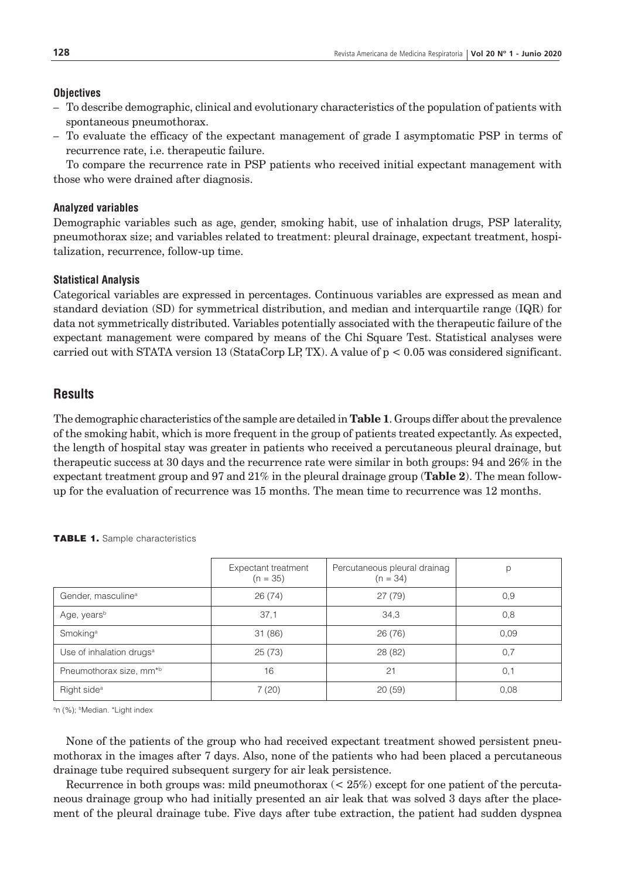### Objectives

- To describe demographic, clinical and evolutionary characteristics of the population of patients with spontaneous pneumothorax.
- To evaluate the efficacy of the expectant management of grade I asymptomatic PSP in terms of recurrence rate, i.e. therapeutic failure.

To compare the recurrence rate in PSP patients who received initial expectant management with those who were drained after diagnosis.

### Analyzed variables

Demographic variables such as age, gender, smoking habit, use of inhalation drugs, PSP laterality, pneumothorax size; and variables related to treatment: pleural drainage, expectant treatment, hospitalization, recurrence, follow-up time.

### Statistical Analysis

Categorical variables are expressed in percentages. Continuous variables are expressed as mean and standard deviation (SD) for symmetrical distribution, and median and interquartile range (IQR) for data not symmetrically distributed. Variables potentially associated with the therapeutic failure of the expectant management were compared by means of the Chi Square Test. Statistical analyses were carried out with STATA version 13 (StataCorp LP, TX). A value of $p < 0.05$ was considered significant.

## Results

The demographic characteristics of the sample are detailed in **Table 1**. Groups differ about the prevalence of the smoking habit, which is more frequent in the group of patients treated expectantly. As expected, the length of hospital stay was greater in patients who received a percutaneous pleural drainage, but therapeutic success at 30 days and the recurrence rate were similar in both groups: 94 and 26% in the expectant treatment group and 97 and 21% in the pleural drainage group (**Table 2**). The mean follow-up for the evaluation of recurrence was 15 months. The mean time to recurrence was 12 months.

**TABLE 1.** Sample characteristics

| | Expectant treatment (n = 35) | Percutaneous pleural drainag (n = 34) | p |
|---|---|---|---|
| Gender, masculine[a] | 26 (74) | 27 (79) | 0,9 |
| Age, years[b] | 37,1 | 34,3 | 0,8 |
| Smoking[a] | 31 (86) | 26 (76) | 0,09 |
| Use of inhalation drugs[a] | 25 (73) | 28 (82) | 0,7 |
| Pneumothorax size, mm*[b] | 16 | 21 | 0,1 |
| Right side[a] | 7 (20) | 20 (59) | 0,08 |

[a]n (%); [b]Median. *Light index

None of the patients of the group who had received expectant treatment showed persistent pneumothorax in the images after 7 days. Also, none of the patients who had been placed a percutaneous drainage tube required subsequent surgery for air leak persistence.

Recurrence in both groups was: mild pneumothorax (< 25%) except for one patient of the percutaneous drainage group who had initially presented an air leak that was solved 3 days after the placement of the pleural drainage tube. Five days after tube extraction, the patient had sudden dyspnea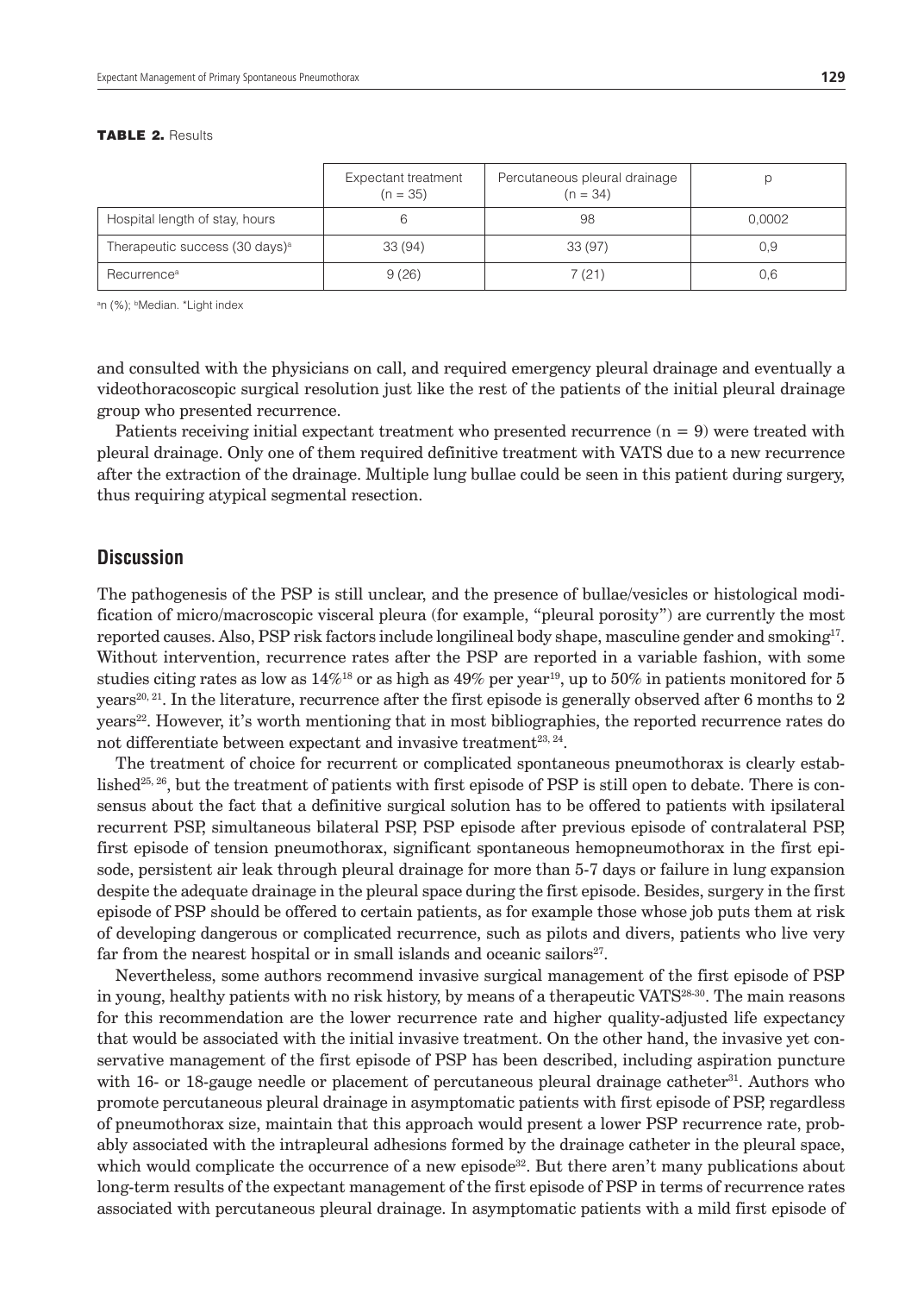**TABLE 2.** Results

| | Expectant treatment (n = 35) | Percutaneous pleural drainage (n = 34) | p |
|---|---|---|---|
| Hospital length of stay, hours | 6 | 98 | 0,0002 |
| Therapeutic success (30 days)[a] | 33 (94) | 33 (97) | 0,9 |
| Recurrence[a] | 9 (26) | 7 (21) | 0,6 |

[a]n (%); [b]Median. *Light index

and consulted with the physicians on call, and required emergency pleural drainage and eventually a videothoracoscopic surgical resolution just like the rest of the patients of the initial pleural drainage group who presented recurrence.

Patients receiving initial expectant treatment who presented recurrence (n = 9) were treated with pleural drainage. Only one of them required definitive treatment with VATS due to a new recurrence after the extraction of the drainage. Multiple lung bullae could be seen in this patient during surgery, thus requiring atypical segmental resection.

## Discussion

The pathogenesis of the PSP is still unclear, and the presence of bullae/vesicles or histological modification of micro/macroscopic visceral pleura (for example, "pleural porosity") are currently the most reported causes. Also, PSP risk factors include longilineal body shape, masculine gender and smoking[17]. Without intervention, recurrence rates after the PSP are reported in a variable fashion, with some studies citing rates as low as 14%[18] or as high as 49% per year[19], up to 50% in patients monitored for 5 years[20, 21]. In the literature, recurrence after the first episode is generally observed after 6 months to 2 years[22]. However, it's worth mentioning that in most bibliographies, the reported recurrence rates do not differentiate between expectant and invasive treatment[23, 24].

The treatment of choice for recurrent or complicated spontaneous pneumothorax is clearly established[25, 26], but the treatment of patients with first episode of PSP is still open to debate. There is consensus about the fact that a definitive surgical solution has to be offered to patients with ipsilateral recurrent PSP, simultaneous bilateral PSP, PSP episode after previous episode of contralateral PSP, first episode of tension pneumothorax, significant spontaneous hemopneumothorax in the first episode, persistent air leak through pleural drainage for more than 5-7 days or failure in lung expansion despite the adequate drainage in the pleural space during the first episode. Besides, surgery in the first episode of PSP should be offered to certain patients, as for example those whose job puts them at risk of developing dangerous or complicated recurrence, such as pilots and divers, patients who live very far from the nearest hospital or in small islands and oceanic sailors[27].

Nevertheless, some authors recommend invasive surgical management of the first episode of PSP in young, healthy patients with no risk history, by means of a therapeutic VATS[28-30]. The main reasons for this recommendation are the lower recurrence rate and higher quality-adjusted life expectancy that would be associated with the initial invasive treatment. On the other hand, the invasive yet conservative management of the first episode of PSP has been described, including aspiration puncture with 16- or 18-gauge needle or placement of percutaneous pleural drainage catheter[31]. Authors who promote percutaneous pleural drainage in asymptomatic patients with first episode of PSP, regardless of pneumothorax size, maintain that this approach would present a lower PSP recurrence rate, probably associated with the intrapleural adhesions formed by the drainage catheter in the pleural space, which would complicate the occurrence of a new episode[32]. But there aren't many publications about long-term results of the expectant management of the first episode of PSP in terms of recurrence rates associated with percutaneous pleural drainage. In asymptomatic patients with a mild first episode of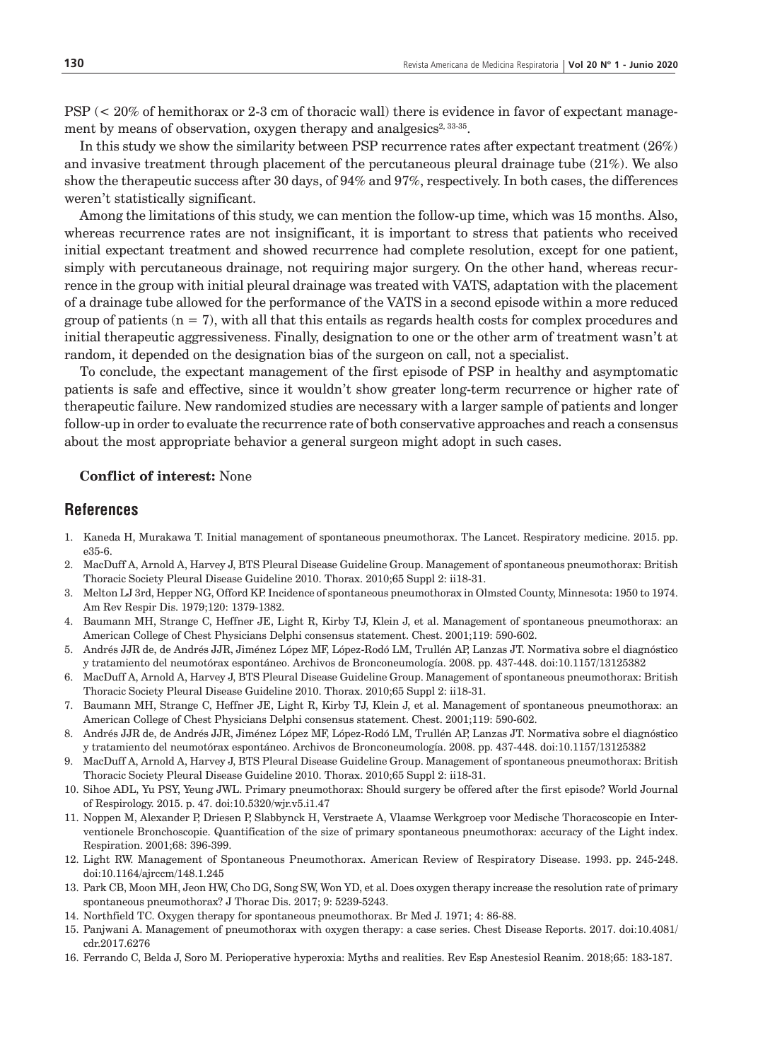PSP (< 20% of hemithorax or 2-3 cm of thoracic wall) there is evidence in favor of expectant management by means of observation, oxygen therapy and analgesics[2, 33-35].

In this study we show the similarity between PSP recurrence rates after expectant treatment (26%) and invasive treatment through placement of the percutaneous pleural drainage tube (21%). We also show the therapeutic success after 30 days, of 94% and 97%, respectively. In both cases, the differences weren't statistically significant.

Among the limitations of this study, we can mention the follow-up time, which was 15 months. Also, whereas recurrence rates are not insignificant, it is important to stress that patients who received initial expectant treatment and showed recurrence had complete resolution, except for one patient, simply with percutaneous drainage, not requiring major surgery. On the other hand, whereas recurrence in the group with initial pleural drainage was treated with VATS, adaptation with the placement of a drainage tube allowed for the performance of the VATS in a second episode within a more reduced group of patients (n = 7), with all that this entails as regards health costs for complex procedures and initial therapeutic aggressiveness. Finally, designation to one or the other arm of treatment wasn't at random, it depended on the designation bias of the surgeon on call, not a specialist.

To conclude, the expectant management of the first episode of PSP in healthy and asymptomatic patients is safe and effective, since it wouldn't show greater long-term recurrence or higher rate of therapeutic failure. New randomized studies are necessary with a larger sample of patients and longer follow-up in order to evaluate the recurrence rate of both conservative approaches and reach a consensus about the most appropriate behavior a general surgeon might adopt in such cases.

**Conflict of interest:** None

## References

1. Kaneda H, Murakawa T. Initial management of spontaneous pneumothorax. The Lancet. Respiratory medicine. 2015. pp. e35-6.
2. MacDuff A, Arnold A, Harvey J, BTS Pleural Disease Guideline Group. Management of spontaneous pneumothorax: British Thoracic Society Pleural Disease Guideline 2010. Thorax. 2010;65 Suppl 2: ii18-31.
3. Melton LJ 3rd, Hepper NG, Offord KP. Incidence of spontaneous pneumothorax in Olmsted County, Minnesota: 1950 to 1974. Am Rev Respir Dis. 1979;120: 1379-1382.
4. Baumann MH, Strange C, Heffner JE, Light R, Kirby TJ, Klein J, et al. Management of spontaneous pneumothorax: an American College of Chest Physicians Delphi consensus statement. Chest. 2001;119: 590-602.
5. Andrés JJR de, de Andrés JJR, Jiménez López MF, López-Rodó LM, Trullén AP, Lanzas JT. Normativa sobre el diagnóstico y tratamiento del neumotórax espontáneo. Archivos de Bronconeumología. 2008. pp. 437-448. doi:10.1157/13125382
6. MacDuff A, Arnold A, Harvey J, BTS Pleural Disease Guideline Group. Management of spontaneous pneumothorax: British Thoracic Society Pleural Disease Guideline 2010. Thorax. 2010;65 Suppl 2: ii18-31.
7. Baumann MH, Strange C, Heffner JE, Light R, Kirby TJ, Klein J, et al. Management of spontaneous pneumothorax: an American College of Chest Physicians Delphi consensus statement. Chest. 2001;119: 590-602.
8. Andrés JJR de, de Andrés JJR, Jiménez López MF, López-Rodó LM, Trullén AP, Lanzas JT. Normativa sobre el diagnóstico y tratamiento del neumotórax espontáneo. Archivos de Bronconeumología. 2008. pp. 437-448. doi:10.1157/13125382
9. MacDuff A, Arnold A, Harvey J, BTS Pleural Disease Guideline Group. Management of spontaneous pneumothorax: British Thoracic Society Pleural Disease Guideline 2010. Thorax. 2010;65 Suppl 2: ii18-31.
10. Sihoe ADL, Yu PSY, Yeung JWL. Primary pneumothorax: Should surgery be offered after the first episode? World Journal of Respirology. 2015. p. 47. doi:10.5320/wjr.v5.i1.47
11. Noppen M, Alexander P, Driesen P, Slabbynck H, Verstraete A, Vlaamse Werkgroep voor Medische Thoracoscopie en Interventionele Bronchoscopie. Quantification of the size of primary spontaneous pneumothorax: accuracy of the Light index. Respiration. 2001;68: 396-399.
12. Light RW. Management of Spontaneous Pneumothorax. American Review of Respiratory Disease. 1993. pp. 245-248. doi:10.1164/ajrccm/148.1.245
13. Park CB, Moon MH, Jeon HW, Cho DG, Song SW, Won YD, et al. Does oxygen therapy increase the resolution rate of primary spontaneous pneumothorax? J Thorac Dis. 2017; 9: 5239-5243.
14. Northfield TC. Oxygen therapy for spontaneous pneumothorax. Br Med J. 1971; 4: 86-88.
15. Panjwani A. Management of pneumothorax with oxygen therapy: a case series. Chest Disease Reports. 2017. doi:10.4081/cdr.2017.6276
16. Ferrando C, Belda J, Soro M. Perioperative hyperoxia: Myths and realities. Rev Esp Anestesiol Reanim. 2018;65: 183-187.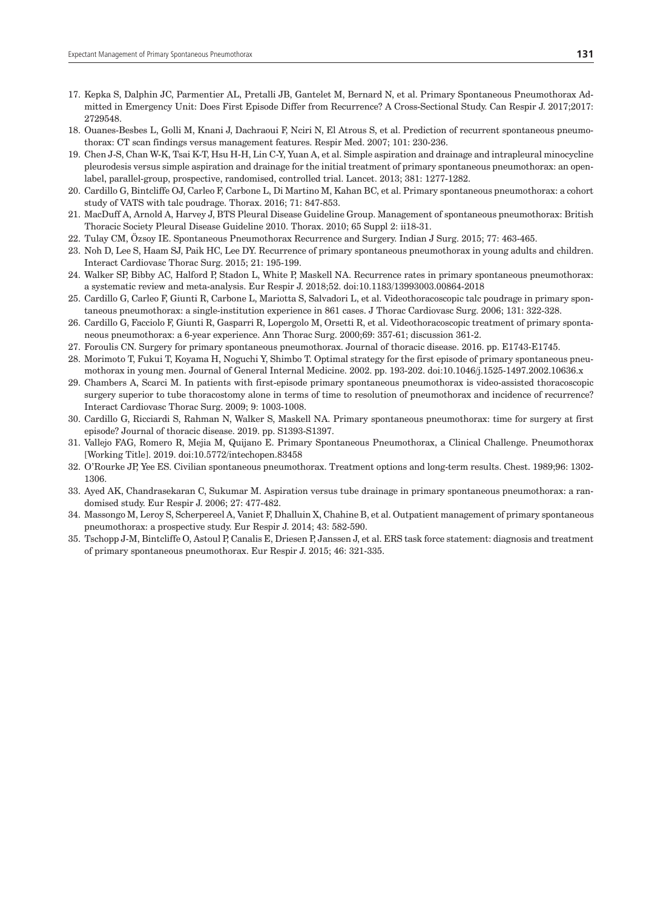17. Kepka S, Dalphin JC, Parmentier AL, Pretalli JB, Gantelet M, Bernard N, et al. Primary Spontaneous Pneumothorax Admitted in Emergency Unit: Does First Episode Differ from Recurrence? A Cross-Sectional Study. Can Respir J. 2017;2017: 2729548.
18. Ouanes-Besbes L, Golli M, Knani J, Dachraoui F, Nciri N, El Atrous S, et al. Prediction of recurrent spontaneous pneumothorax: CT scan findings versus management features. Respir Med. 2007; 101: 230-236.
19. Chen J-S, Chan W-K, Tsai K-T, Hsu H-H, Lin C-Y, Yuan A, et al. Simple aspiration and drainage and intrapleural minocycline pleurodesis versus simple aspiration and drainage for the initial treatment of primary spontaneous pneumothorax: an open-label, parallel-group, prospective, randomised, controlled trial. Lancet. 2013; 381: 1277-1282.
20. Cardillo G, Bintcliffe OJ, Carleo F, Carbone L, Di Martino M, Kahan BC, et al. Primary spontaneous pneumothorax: a cohort study of VATS with talc poudrage. Thorax. 2016; 71: 847-853.
21. MacDuff A, Arnold A, Harvey J, BTS Pleural Disease Guideline Group. Management of spontaneous pneumothorax: British Thoracic Society Pleural Disease Guideline 2010. Thorax. 2010; 65 Suppl 2: ii18-31.
22. Tulay CM, Özsoy IE. Spontaneous Pneumothorax Recurrence and Surgery. Indian J Surg. 2015; 77: 463-465.
23. Noh D, Lee S, Haam SJ, Paik HC, Lee DY. Recurrence of primary spontaneous pneumothorax in young adults and children. Interact Cardiovasc Thorac Surg. 2015; 21: 195-199.
24. Walker SP, Bibby AC, Halford P, Stadon L, White P, Maskell NA. Recurrence rates in primary spontaneous pneumothorax: a systematic review and meta-analysis. Eur Respir J. 2018;52. doi:10.1183/13993003.00864-2018
25. Cardillo G, Carleo F, Giunti R, Carbone L, Mariotta S, Salvadori L, et al. Videothoracoscopic talc poudrage in primary spontaneous pneumothorax: a single-institution experience in 861 cases. J Thorac Cardiovasc Surg. 2006; 131: 322-328.
26. Cardillo G, Facciolo F, Giunti R, Gasparri R, Lopergolo M, Orsetti R, et al. Videothoracoscopic treatment of primary spontaneous pneumothorax: a 6-year experience. Ann Thorac Surg. 2000;69: 357-61; discussion 361-2.
27. Foroulis CN. Surgery for primary spontaneous pneumothorax. Journal of thoracic disease. 2016. pp. E1743-E1745.
28. Morimoto T, Fukui T, Koyama H, Noguchi Y, Shimbo T. Optimal strategy for the first episode of primary spontaneous pneumothorax in young men. Journal of General Internal Medicine. 2002. pp. 193-202. doi:10.1046/j.1525-1497.2002.10636.x
29. Chambers A, Scarci M. In patients with first-episode primary spontaneous pneumothorax is video-assisted thoracoscopic surgery superior to tube thoracostomy alone in terms of time to resolution of pneumothorax and incidence of recurrence? Interact Cardiovasc Thorac Surg. 2009; 9: 1003-1008.
30. Cardillo G, Ricciardi S, Rahman N, Walker S, Maskell NA. Primary spontaneous pneumothorax: time for surgery at first episode? Journal of thoracic disease. 2019. pp. S1393-S1397.
31. Vallejo FAG, Romero R, Mejia M, Quijano E. Primary Spontaneous Pneumothorax, a Clinical Challenge. Pneumothorax [Working Title]. 2019. doi:10.5772/intechopen.83458
32. O'Rourke JP, Yee ES. Civilian spontaneous pneumothorax. Treatment options and long-term results. Chest. 1989;96: 1302-1306.
33. Ayed AK, Chandrasekaran C, Sukumar M. Aspiration versus tube drainage in primary spontaneous pneumothorax: a randomised study. Eur Respir J. 2006; 27: 477-482.
34. Massongo M, Leroy S, Scherpereel A, Vaniet F, Dhalluin X, Chahine B, et al. Outpatient management of primary spontaneous pneumothorax: a prospective study. Eur Respir J. 2014; 43: 582-590.
35. Tschopp J-M, Bintcliffe O, Astoul P, Canalis E, Driesen P, Janssen J, et al. ERS task force statement: diagnosis and treatment of primary spontaneous pneumothorax. Eur Respir J. 2015; 46: 321-335.